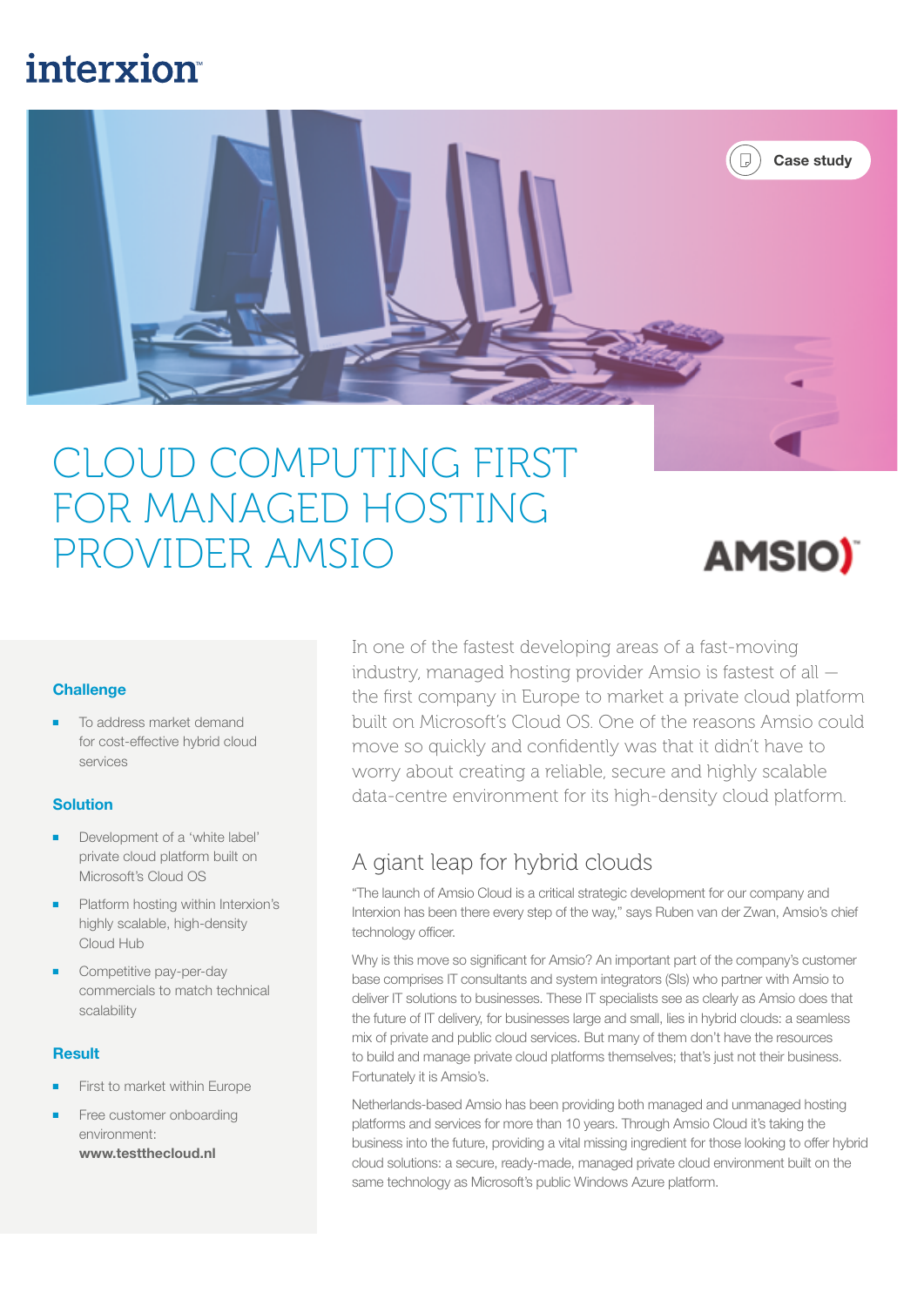interxion

Case study

# CLOUD COMPUTING FIRST FOR MANAGED HOSTING PROVIDER AMSIO

AMSIO

### Challenge

- To address market demand for cost-effective hybrid cloud services

### Solution

- Development of a 'white label' private cloud platform built on Microsoft's Cloud OS
- Platform hosting within Interxion's highly scalable, high-density Cloud Hub
- Competitive pay-per-day commercials to match technical scalability

### Result

- First to market within Europe
- Free customer onboarding environment: **www.testthecloud.nl**

In one of the fastest developing areas of a fast-moving industry, managed hosting provider Amsio is fastest of all — the first company in Europe to market a private cloud platform built on Microsoft's Cloud OS. One of the reasons Amsio could move so quickly and confidently was that it didn't have to worry about creating a reliable, secure and highly scalable data-centre environment for its high-density cloud platform.

## A giant leap for hybrid clouds

"The launch of Amsio Cloud is a critical strategic development for our company and Interxion has been there every step of the way," says Ruben van der Zwan, Amsio's chief technology officer.

Why is this move so significant for Amsio? An important part of the company's customer base comprises IT consultants and system integrators (SIs) who partner with Amsio to deliver IT solutions to businesses. These IT specialists see as clearly as Amsio does that the future of IT delivery, for businesses large and small, lies in hybrid clouds: a seamless mix of private and public cloud services. But many of them don't have the resources to build and manage private cloud platforms themselves; that's just not their business. Fortunately it is Amsio's.

Netherlands-based Amsio has been providing both managed and unmanaged hosting platforms and services for more than 10 years. Through Amsio Cloud it's taking the business into the future, providing a vital missing ingredient for those looking to offer hybrid cloud solutions: a secure, ready-made, managed private cloud environment built on the same technology as Microsoft's public Windows Azure platform.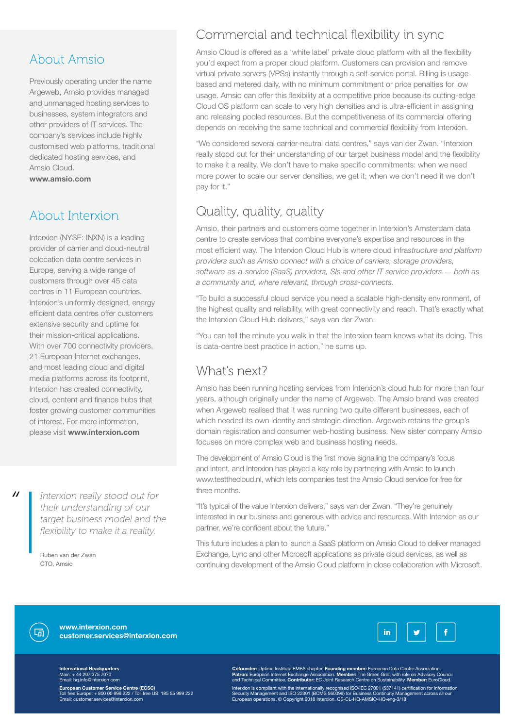## About Amsio

Previously operating under the name Argeweb, Amsio provides managed and unmanaged hosting services to businesses, system integrators and other providers of IT services. The company's services include highly customised web platforms, traditional dedicated hosting services, and Amsio Cloud.
**www.amsio.com**

## About Interxion

Interxion (NYSE: INXN) is a leading provider of carrier and cloud-neutral colocation data centre services in Europe, serving a wide range of customers through over 45 data centres in 11 European countries. Interxion's uniformly designed, energy efficient data centres offer customers extensive security and uptime for their mission-critical applications. With over 700 connectivity providers, 21 European Internet exchanges, and most leading cloud and digital media platforms across its footprint, Interxion has created connectivity, cloud, content and finance hubs that foster growing customer communities of interest. For more information, please visit **www.interxion.com**

> *Interxion really stood out for their understanding of our target business model and the flexibility to make it a reality.*
>
> Ruben van der Zwan
> CTO, Amsio

## Commercial and technical flexibility in sync

Amsio Cloud is offered as a 'white label' private cloud platform with all the flexibility you'd expect from a proper cloud platform. Customers can provision and remove virtual private servers (VPSs) instantly through a self-service portal. Billing is usage-based and metered daily, with no minimum commitment or price penalties for low usage. Amsio can offer this flexibility at a competitive price because its cutting-edge Cloud OS platform can scale to very high densities and is ultra-efficient in assigning and releasing pooled resources. But the competitiveness of its commercial offering depends on receiving the same technical and commercial flexibility from Interxion.

"We considered several carrier-neutral data centres," says van der Zwan. "Interxion really stood out for their understanding of our target business model and the flexibility to make it a reality. We don't have to make specific commitments: when we need more power to scale our server densities, we get it; when we don't need it we don't pay for it."

## Quality, quality, quality

Amsio, their partners and customers come together in Interxion's Amsterdam data centre to create services that combine everyone's expertise and resources in the most efficient way. The Interxion Cloud Hub is where cloud infra*structure and platform providers such as Amsio connect with a choice of carriers, storage providers, software-as-a-service (SaaS) providers, SIs and other IT service providers — both as a community and, where relevant, through cross-connects.*

"To build a successful cloud service you need a scalable high-density environment, of the highest quality and reliability, with great connectivity and reach. That's exactly what the Interxion Cloud Hub delivers," says van der Zwan.

"You can tell the minute you walk in that the Interxion team knows what its doing. This is data-centre best practice in action," he sums up.

## What's next?

Amsio has been running hosting services from Interxion's cloud hub for more than four years, although originally under the name of Argeweb. The Amsio brand was created when Argeweb realised that it was running two quite different businesses, each of which needed its own identity and strategic direction. Argeweb retains the group's domain registration and consumer web-hosting business. New sister company Amsio focuses on more complex web and business hosting needs.

The development of Amsio Cloud is the first move signalling the company's focus and intent, and Interxion has played a key role by partnering with Amsio to launch www.testthecloud.nl, which lets companies test the Amsio Cloud service for free for three months.

"It's typical of the value Interxion delivers," says van der Zwan. "They're genuinely interested in our business and generous with advice and resources. With Interxion as our partner, we're confident about the future."

This future includes a plan to launch a SaaS platform on Amsio Cloud to deliver managed Exchange, Lync and other Microsoft applications as private cloud services, as well as continuing development of the Amsio Cloud platform in close collaboration with Microsoft.

**www.interxion.com**
**customer.services@interxion.com**

**International Headquarters**
Main: + 44 207 375 7070
Email: hq.info@interxion.com

**European Customer Service Centre (ECSC)**
Toll free Europe: + 800 00 999 222 / Toll free US: 185 55 999 222
Email: customer.services@interxion.com

**Cofounder:** Uptime Institute EMEA chapter. **Founding member:** European Data Centre Association.
**Patron:** European Internet Exchange Association. **Member:** The Green Grid, with role on Advisory Council and Technical Committee. **Contributor:** EC Joint Research Centre on Sustainability. **Member:** EuroCloud.

Interxion is compliant with the internationally recognised ISO/IEC 27001 (537141) certification for Information Security Management and ISO 22301 (BCMS 560099) for Business Continuity Management across all our European operations. © Copyright 2018 Interxion. CS-CL-HQ-AMSIO-HQ-eng-3/18